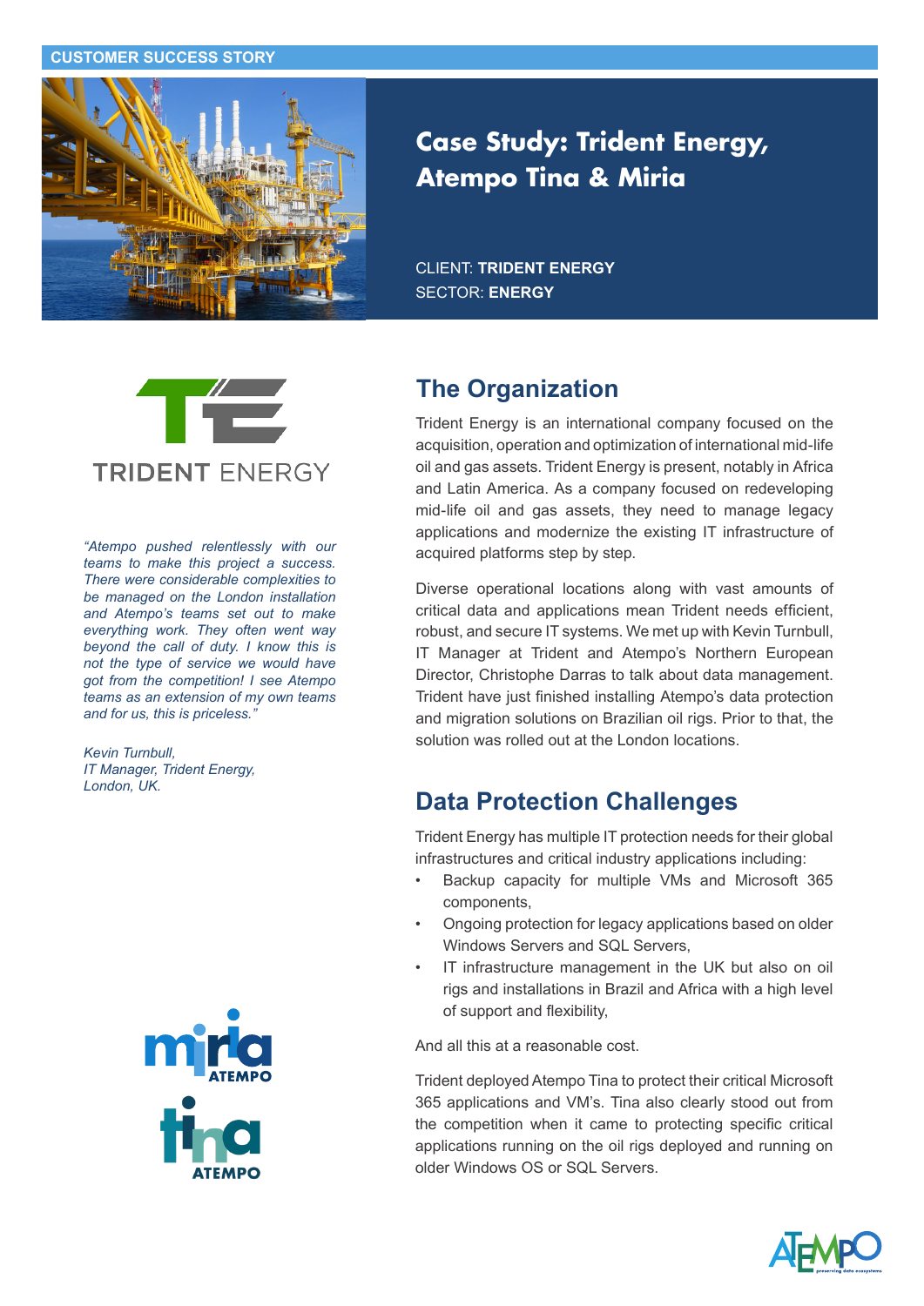CUSTOMER SUCCESS STORY

# Case Study: Trident Energy, Atempo Tina & Miria

CLIENT: **TRIDENT ENERGY**
SECTOR: **ENERGY**

TRIDENT ENERGY

*"Atempo pushed relentlessly with our teams to make this project a success. There were considerable complexities to be managed on the London installation and Atempo's teams set out to make everything work. They often went way beyond the call of duty. I know this is not the type of service we would have got from the competition! I see Atempo teams as an extension of my own teams and for us, this is priceless."*

*Kevin Turnbull,*
*IT Manager, Trident Energy,*
*London, UK.*

## The Organization

Trident Energy is an international company focused on the acquisition, operation and optimization of international mid-life oil and gas assets. Trident Energy is present, notably in Africa and Latin America. As a company focused on redeveloping mid-life oil and gas assets, they need to manage legacy applications and modernize the existing IT infrastructure of acquired platforms step by step.

Diverse operational locations along with vast amounts of critical data and applications mean Trident needs efficient, robust, and secure IT systems. We met up with Kevin Turnbull, IT Manager at Trident and Atempo's Northern European Director, Christophe Darras to talk about data management. Trident have just finished installing Atempo's data protection and migration solutions on Brazilian oil rigs. Prior to that, the solution was rolled out at the London locations.

## Data Protection Challenges

Trident Energy has multiple IT protection needs for their global infrastructures and critical industry applications including:

- Backup capacity for multiple VMs and Microsoft 365 components,
- Ongoing protection for legacy applications based on older Windows Servers and SQL Servers,
- IT infrastructure management in the UK but also on oil rigs and installations in Brazil and Africa with a high level of support and flexibility,

And all this at a reasonable cost.

Trident deployed Atempo Tina to protect their critical Microsoft 365 applications and VM's. Tina also clearly stood out from the competition when it came to protecting specific critical applications running on the oil rigs deployed and running on older Windows OS or SQL Servers.

miria ATEMPO

tina ATEMPO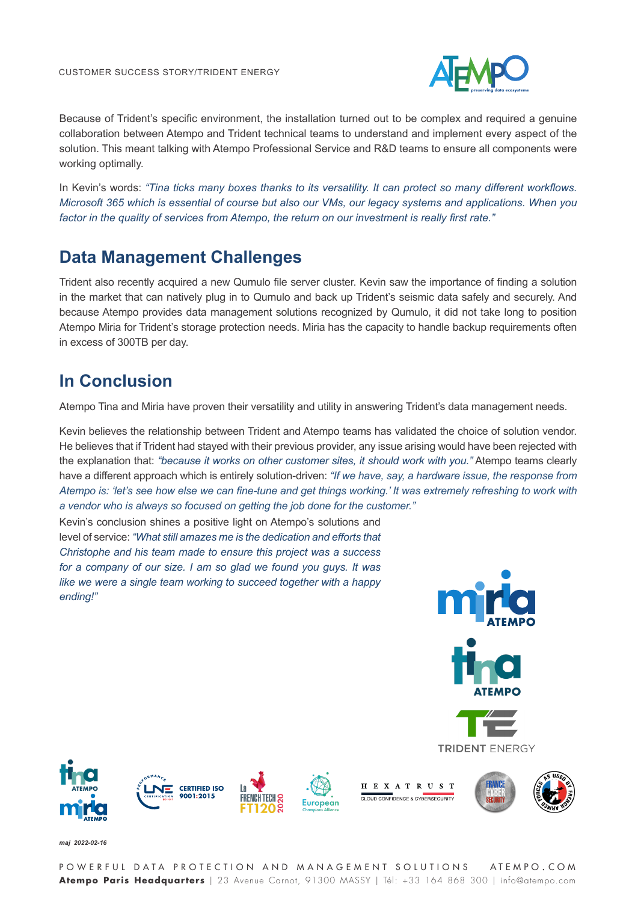Because of Trident's specific environment, the installation turned out to be complex and required a genuine collaboration between Atempo and Trident technical teams to understand and implement every aspect of the solution. This meant talking with Atempo Professional Service and R&D teams to ensure all components were working optimally.

In Kevin's words: *"Tina ticks many boxes thanks to its versatility. It can protect so many different workflows. Microsoft 365 which is essential of course but also our VMs, our legacy systems and applications. When you factor in the quality of services from Atempo, the return on our investment is really first rate."*

## Data Management Challenges

Trident also recently acquired a new Qumulo file server cluster. Kevin saw the importance of finding a solution in the market that can natively plug in to Qumulo and back up Trident's seismic data safely and securely. And because Atempo provides data management solutions recognized by Qumulo, it did not take long to position Atempo Miria for Trident's storage protection needs. Miria has the capacity to handle backup requirements often in excess of 300TB per day.

## In Conclusion

Atempo Tina and Miria have proven their versatility and utility in answering Trident's data management needs.

Kevin believes the relationship between Trident and Atempo teams has validated the choice of solution vendor. He believes that if Trident had stayed with their previous provider, any issue arising would have been rejected with the explanation that: *"because it works on other customer sites, it should work with you."* Atempo teams clearly have a different approach which is entirely solution-driven: *"If we have, say, a hardware issue, the response from Atempo is: 'let's see how else we can fine-tune and get things working.' It was extremely refreshing to work with a vendor who is always so focused on getting the job done for the customer."*

Kevin's conclusion shines a positive light on Atempo's solutions and level of service: *"What still amazes me is the dedication and efforts that Christophe and his team made to ensure this project was a success for a company of our size. I am so glad we found you guys. It was like we were a single team working to succeed together with a happy ending!"*

*maj 2022-02-16*

POWERFUL DATA PROTECTION AND MANAGEMENT SOLUTIONS ATEMPO.COM

**Atempo Paris Headquarters** | 23 Avenue Carnot, 91300 MASSY | Tél: +33 164 868 300 | info@atempo.com